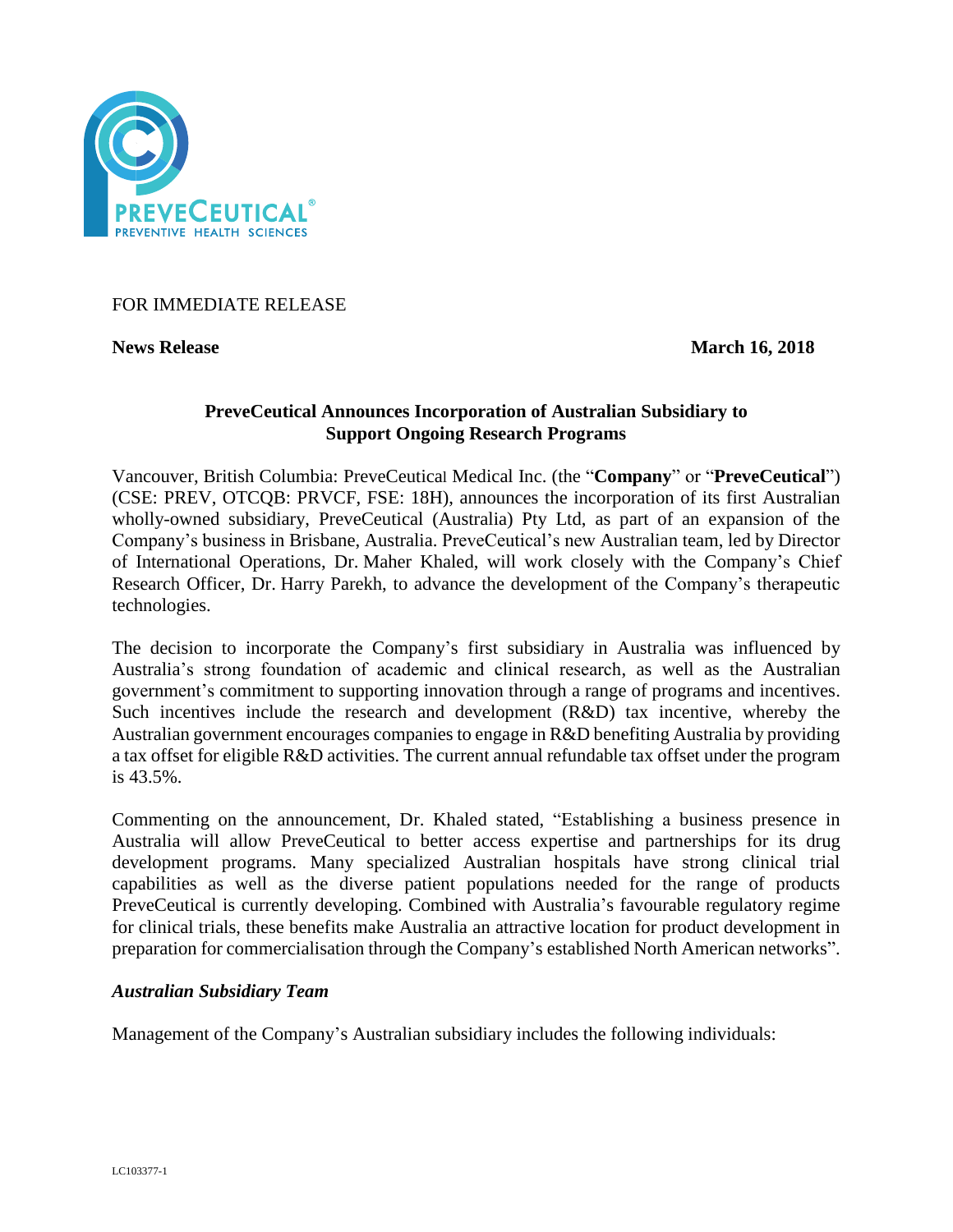FOR IMMEDIATE RELEASE

**News Release** **March 16, 2018**

## PreveCeutical Announces Incorporation of Australian Subsidiary to Support Ongoing Research Programs

Vancouver, British Columbia: PreveCeutical Medical Inc. (the "**Company**" or "**PreveCeutical**") (CSE: PREV, OTCQB: PRVCF, FSE: 18H), announces the incorporation of its first Australian wholly-owned subsidiary, PreveCeutical (Australia) Pty Ltd, as part of an expansion of the Company's business in Brisbane, Australia. PreveCeutical's new Australian team, led by Director of International Operations, Dr. Maher Khaled, will work closely with the Company's Chief Research Officer, Dr. Harry Parekh, to advance the development of the Company's therapeutic technologies.

The decision to incorporate the Company's first subsidiary in Australia was influenced by Australia's strong foundation of academic and clinical research, as well as the Australian government's commitment to supporting innovation through a range of programs and incentives. Such incentives include the research and development (R&D) tax incentive, whereby the Australian government encourages companies to engage in R&D benefiting Australia by providing a tax offset for eligible R&D activities. The current annual refundable tax offset under the program is 43.5%.

Commenting on the announcement, Dr. Khaled stated, "Establishing a business presence in Australia will allow PreveCeutical to better access expertise and partnerships for its drug development programs. Many specialized Australian hospitals have strong clinical trial capabilities as well as the diverse patient populations needed for the range of products PreveCeutical is currently developing. Combined with Australia's favourable regulatory regime for clinical trials, these benefits make Australia an attractive location for product development in preparation for commercialisation through the Company's established North American networks".

### *Australian Subsidiary Team*

Management of the Company's Australian subsidiary includes the following individuals: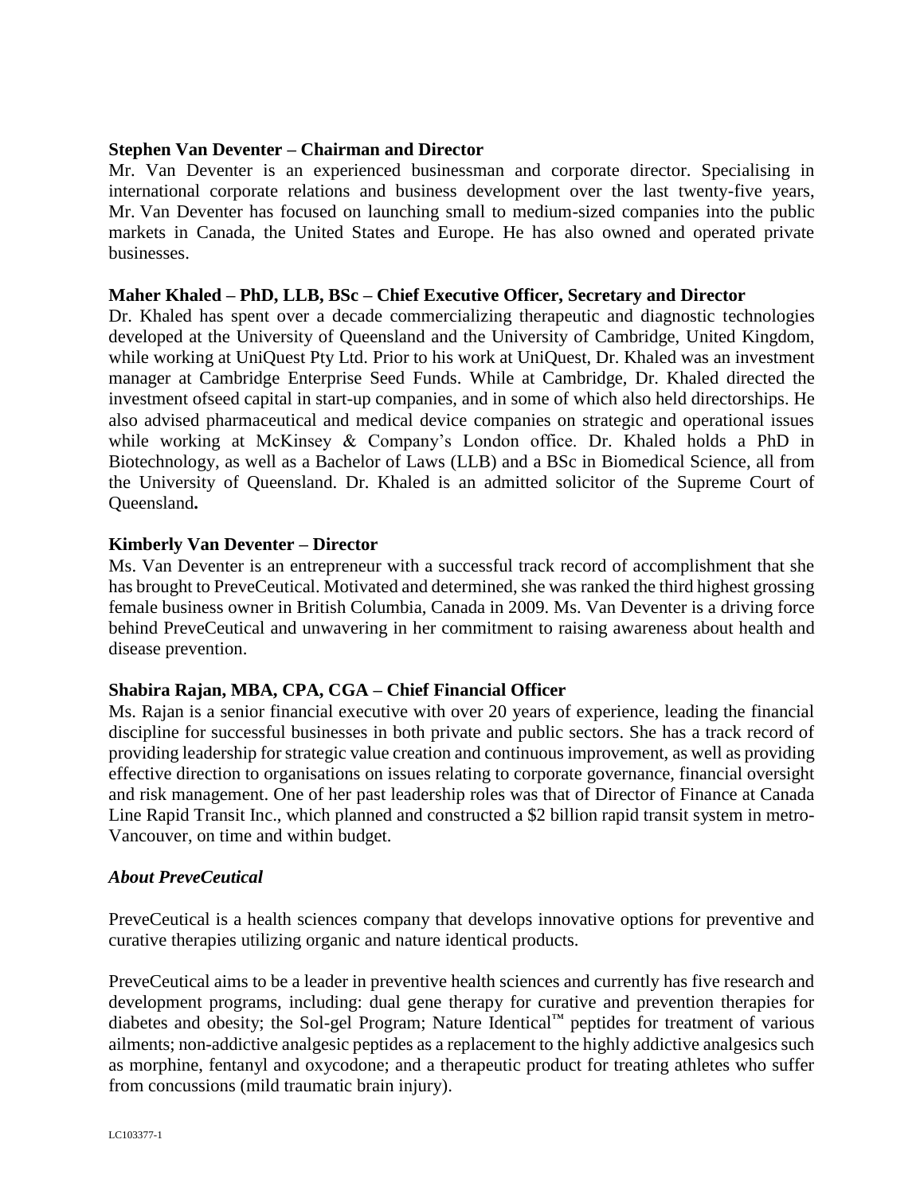**Stephen Van Deventer – Chairman and Director**

Mr. Van Deventer is an experienced businessman and corporate director. Specialising in international corporate relations and business development over the last twenty-five years, Mr. Van Deventer has focused on launching small to medium-sized companies into the public markets in Canada, the United States and Europe. He has also owned and operated private businesses.

**Maher Khaled – PhD, LLB, BSc – Chief Executive Officer, Secretary and Director**

Dr. Khaled has spent over a decade commercializing therapeutic and diagnostic technologies developed at the University of Queensland and the University of Cambridge, United Kingdom, while working at UniQuest Pty Ltd. Prior to his work at UniQuest, Dr. Khaled was an investment manager at Cambridge Enterprise Seed Funds. While at Cambridge, Dr. Khaled directed the investment ofseed capital in start-up companies, and in some of which also held directorships. He also advised pharmaceutical and medical device companies on strategic and operational issues while working at McKinsey & Company's London office. Dr. Khaled holds a PhD in Biotechnology, as well as a Bachelor of Laws (LLB) and a BSc in Biomedical Science, all from the University of Queensland. Dr. Khaled is an admitted solicitor of the Supreme Court of Queensland**.**

**Kimberly Van Deventer – Director**

Ms. Van Deventer is an entrepreneur with a successful track record of accomplishment that she has brought to PreveCeutical. Motivated and determined, she was ranked the third highest grossing female business owner in British Columbia, Canada in 2009. Ms. Van Deventer is a driving force behind PreveCeutical and unwavering in her commitment to raising awareness about health and disease prevention.

**Shabira Rajan, MBA, CPA, CGA – Chief Financial Officer**

Ms. Rajan is a senior financial executive with over 20 years of experience, leading the financial discipline for successful businesses in both private and public sectors. She has a track record of providing leadership for strategic value creation and continuous improvement, as well as providing effective direction to organisations on issues relating to corporate governance, financial oversight and risk management. One of her past leadership roles was that of Director of Finance at Canada Line Rapid Transit Inc., which planned and constructed a $2 billion rapid transit system in metro-Vancouver, on time and within budget.

***About PreveCeutical***

PreveCeutical is a health sciences company that develops innovative options for preventive and curative therapies utilizing organic and nature identical products.

PreveCeutical aims to be a leader in preventive health sciences and currently has five research and development programs, including: dual gene therapy for curative and prevention therapies for diabetes and obesity; the Sol-gel Program; Nature Identical™ peptides for treatment of various ailments; non-addictive analgesic peptides as a replacement to the highly addictive analgesics such as morphine, fentanyl and oxycodone; and a therapeutic product for treating athletes who suffer from concussions (mild traumatic brain injury).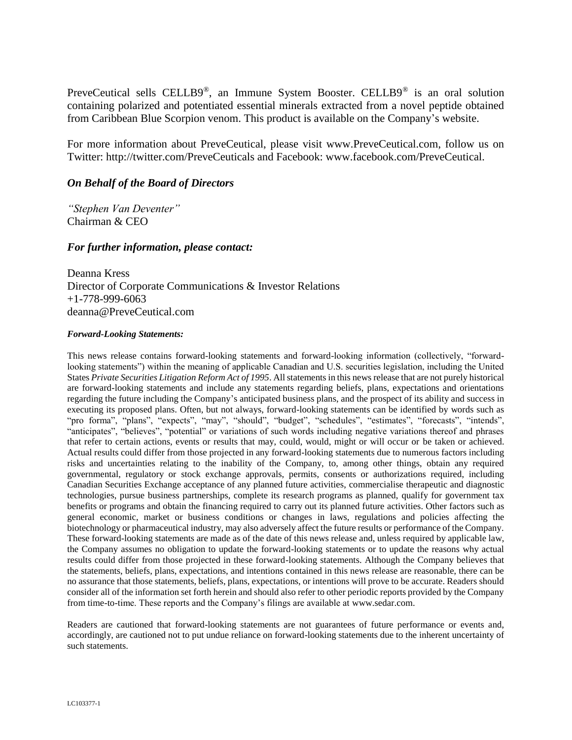PreveCeutical sells CELLB9®, an Immune System Booster. CELLB9® is an oral solution containing polarized and potentiated essential minerals extracted from a novel peptide obtained from Caribbean Blue Scorpion venom. This product is available on the Company's website.

For more information about PreveCeutical, please visit www.PreveCeutical.com, follow us on Twitter: http://twitter.com/PreveCeuticals and Facebook: www.facebook.com/PreveCeutical.

***On Behalf of the Board of Directors***

*"Stephen Van Deventer"*
Chairman & CEO

***For further information, please contact:***

Deanna Kress
Director of Corporate Communications & Investor Relations
+1-778-999-6063
deanna@PreveCeutical.com

***Forward-Looking Statements:***

This news release contains forward-looking statements and forward-looking information (collectively, "forward-looking statements") within the meaning of applicable Canadian and U.S. securities legislation, including the United States *Private Securities Litigation Reform Act of 1995*. All statements in this news release that are not purely historical are forward-looking statements and include any statements regarding beliefs, plans, expectations and orientations regarding the future including the Company's anticipated business plans, and the prospect of its ability and success in executing its proposed plans. Often, but not always, forward-looking statements can be identified by words such as "pro forma", "plans", "expects", "may", "should", "budget", "schedules", "estimates", "forecasts", "intends", "anticipates", "believes", "potential" or variations of such words including negative variations thereof and phrases that refer to certain actions, events or results that may, could, would, might or will occur or be taken or achieved. Actual results could differ from those projected in any forward-looking statements due to numerous factors including risks and uncertainties relating to the inability of the Company, to, among other things, obtain any required governmental, regulatory or stock exchange approvals, permits, consents or authorizations required, including Canadian Securities Exchange acceptance of any planned future activities, commercialise therapeutic and diagnostic technologies, pursue business partnerships, complete its research programs as planned, qualify for government tax benefits or programs and obtain the financing required to carry out its planned future activities. Other factors such as general economic, market or business conditions or changes in laws, regulations and policies affecting the biotechnology or pharmaceutical industry, may also adversely affect the future results or performance of the Company. These forward-looking statements are made as of the date of this news release and, unless required by applicable law, the Company assumes no obligation to update the forward-looking statements or to update the reasons why actual results could differ from those projected in these forward-looking statements. Although the Company believes that the statements, beliefs, plans, expectations, and intentions contained in this news release are reasonable, there can be no assurance that those statements, beliefs, plans, expectations, or intentions will prove to be accurate. Readers should consider all of the information set forth herein and should also refer to other periodic reports provided by the Company from time-to-time. These reports and the Company's filings are available at www.sedar.com.

Readers are cautioned that forward-looking statements are not guarantees of future performance or events and, accordingly, are cautioned not to put undue reliance on forward-looking statements due to the inherent uncertainty of such statements.

LC103377-1